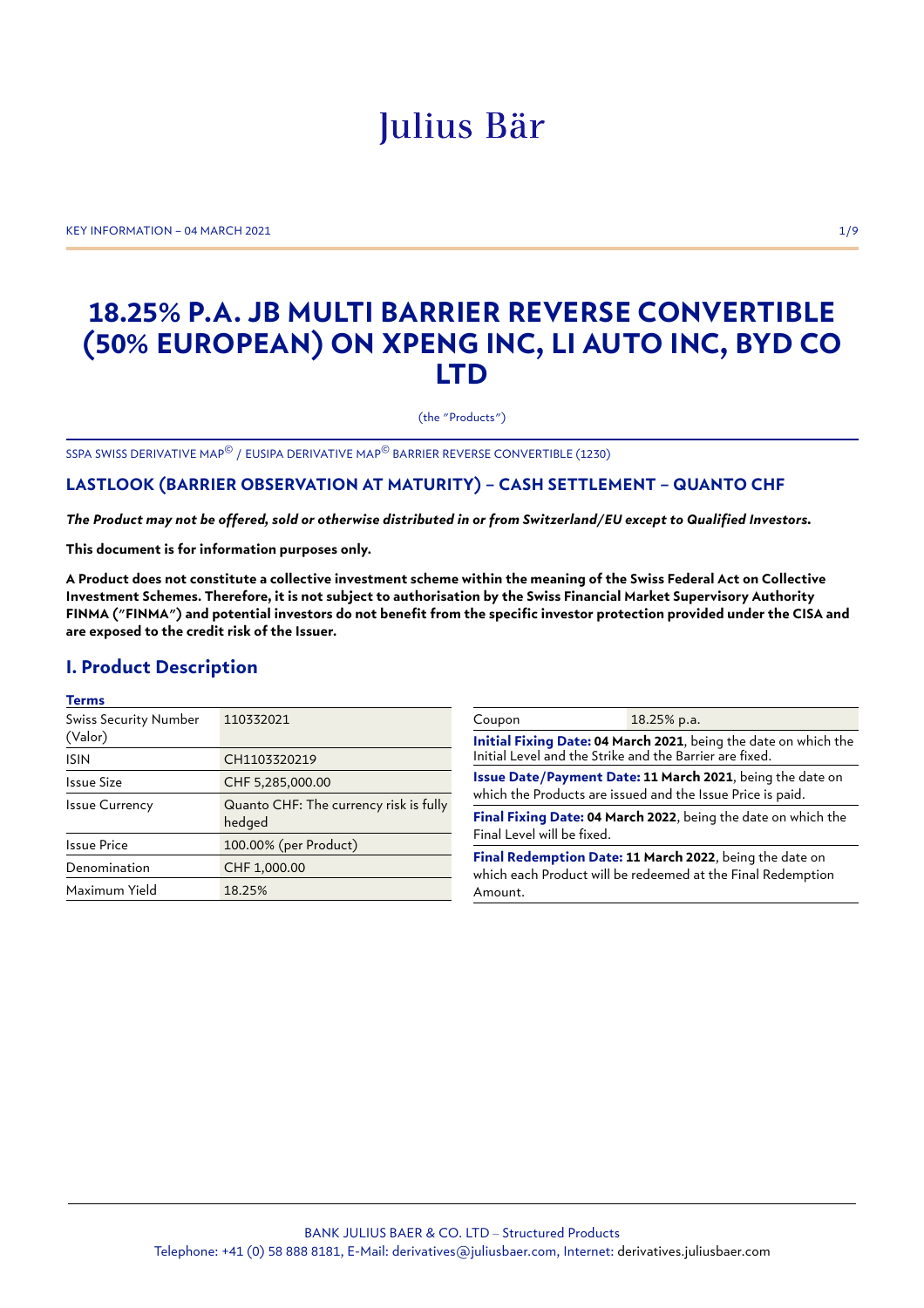# Julius Bär

KEY INFORMATION – 04 MARCH 2021

# 18.25% P.A. JB MULTI BARRIER REVERSE CONVERTIBLE (50% EUROPEAN) ON XPENG INC, LI AUTO INC, BYD CO LTD

(the "Products")

SSPA SWISS DERIVATIVE MAP© / EUSIPA DERIVATIVE MAP© BARRIER REVERSE CONVERTIBLE (1230)

### LASTLOOK (BARRIER OBSERVATION AT MATURITY) – CASH SETTLEMENT – QUANTO CHF

***The Product may not be offered, sold or otherwise distributed in or from Switzerland/EU except to Qualified Investors.***

**This document is for information purposes only.**

**A Product does not constitute a collective investment scheme within the meaning of the Swiss Federal Act on Collective Investment Schemes. Therefore, it is not subject to authorisation by the Swiss Financial Market Supervisory Authority FINMA ("FINMA") and potential investors do not benefit from the specific investor protection provided under the CISA and are exposed to the credit risk of the Issuer.**

## I. Product Description

**Terms**

| | |
|---|---|
| Swiss Security Number (Valor) | 110332021 |
| ISIN | CH1103320219 |
| Issue Size | CHF 5,285,000.00 |
| Issue Currency | Quanto CHF: The currency risk is fully hedged |
| Issue Price | 100.00% (per Product) |
| Denomination | CHF 1,000.00 |
| Maximum Yield | 18.25% |

| | |
|---|---|
| Coupon | 18.25% p.a. |

**Initial Fixing Date: 04 March 2021**, being the date on which the Initial Level and the Strike and the Barrier are fixed.

**Issue Date/Payment Date: 11 March 2021**, being the date on which the Products are issued and the Issue Price is paid.

**Final Fixing Date: 04 March 2022**, being the date on which the Final Level will be fixed.

**Final Redemption Date: 11 March 2022**, being the date on which each Product will be redeemed at the Final Redemption Amount.

BANK JULIUS BAER & CO. LTD – Structured Products
Telephone: +41 (0) 58 888 8181, E-Mail: derivatives@juliusbaer.com, Internet: derivatives.juliusbaer.com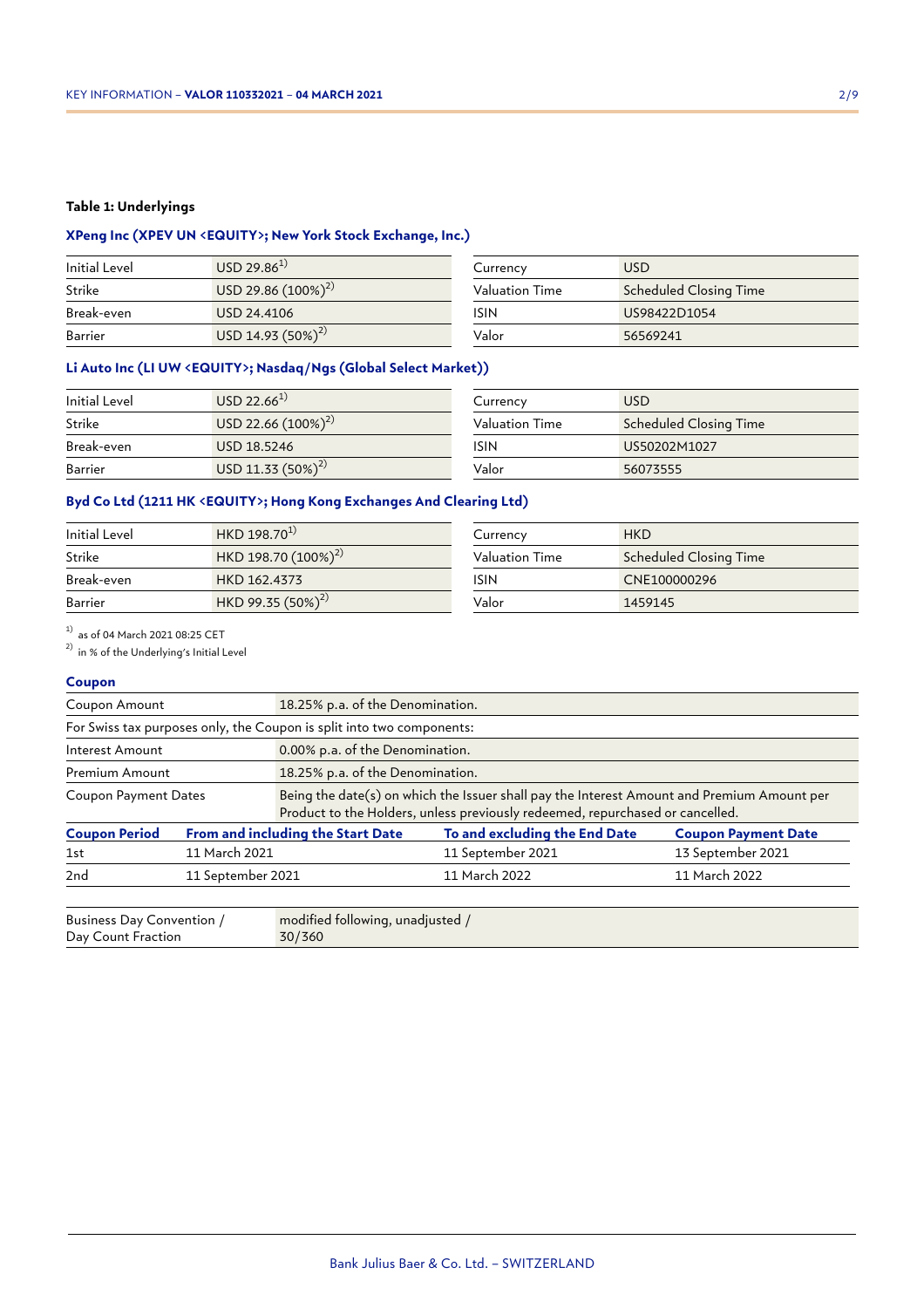**Table 1: Underlyings**

**XPeng Inc (XPEV UN <EQUITY>; New York Stock Exchange, Inc.)**

| | | | |
|---|---|---|---|
| Initial Level | USD 29.86[1] | Currency | USD |
| Strike | USD 29.86 (100%)[2] | Valuation Time | Scheduled Closing Time |
| Break-even | USD 24.4106 | ISIN | US98422D1054 |
| Barrier | USD 14.93 (50%)[2] | Valor | 56569241 |

**Li Auto Inc (LI UW <EQUITY>; Nasdaq/Ngs (Global Select Market))**

| | | | |
|---|---|---|---|
| Initial Level | USD 22.66[1] | Currency | USD |
| Strike | USD 22.66 (100%)[2] | Valuation Time | Scheduled Closing Time |
| Break-even | USD 18.5246 | ISIN | US50202M1027 |
| Barrier | USD 11.33 (50%)[2] | Valor | 56073555 |

**Byd Co Ltd (1211 HK <EQUITY>; Hong Kong Exchanges And Clearing Ltd)**

| | | | |
|---|---|---|---|
| Initial Level | HKD 198.70[1] | Currency | HKD |
| Strike | HKD 198.70 (100%)[2] | Valuation Time | Scheduled Closing Time |
| Break-even | HKD 162.4373 | ISIN | CNE100000296 |
| Barrier | HKD 99.35 (50%)[2] | Valor | 1459145 |

[1] as of 04 March 2021 08:25 CET
[2] in % of the Underlying's Initial Level

**Coupon**

| | |
|---|---|
| Coupon Amount | 18.25% p.a. of the Denomination. |
| For Swiss tax purposes only, the Coupon is split into two components: | |
| Interest Amount | 0.00% p.a. of the Denomination. |
| Premium Amount | 18.25% p.a. of the Denomination. |
| Coupon Payment Dates | Being the date(s) on which the Issuer shall pay the Interest Amount and Premium Amount per Product to the Holders, unless previously redeemed, repurchased or cancelled. |

| **Coupon Period** | **From and including the Start Date** | **To and excluding the End Date** | **Coupon Payment Date** |
|---|---|---|---|
| 1st | 11 March 2021 | 11 September 2021 | 13 September 2021 |
| 2nd | 11 September 2021 | 11 March 2022 | 11 March 2022 |

| | |
|---|---|
| Business Day Convention / Day Count Fraction | modified following, unadjusted / 30/360 |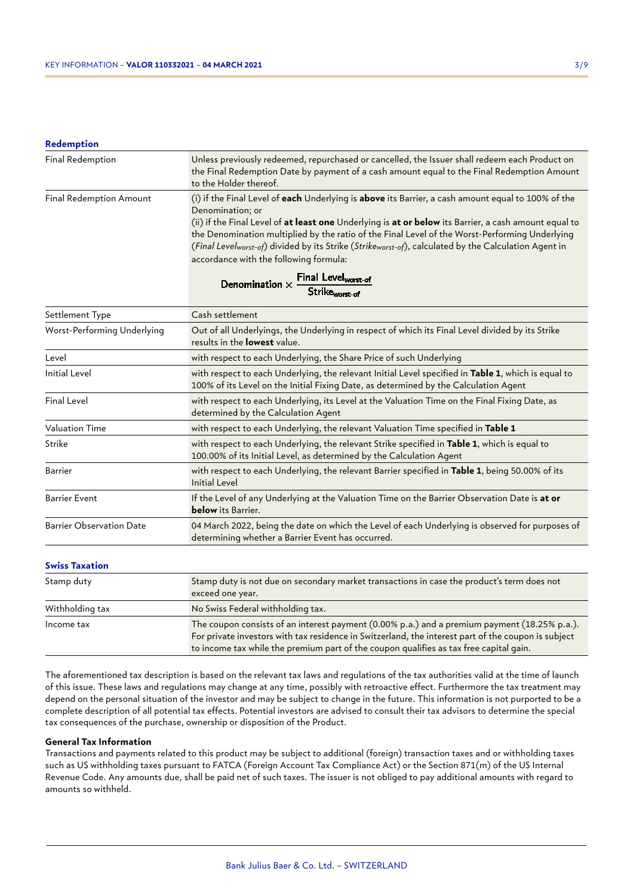### Redemption

| | |
|---|---|
| Final Redemption | Unless previously redeemed, repurchased or cancelled, the Issuer shall redeem each Product on the Final Redemption Date by payment of a cash amount equal to the Final Redemption Amount to the Holder thereof. |
| Final Redemption Amount | (i) if the Final Level of **each** Underlying is **above** its Barrier, a cash amount equal to 100% of the Denomination; or<br>(ii) if the Final Level of **at least one** Underlying is **at or below** its Barrier, a cash amount equal to the Denomination multiplied by the ratio of the Final Level of the Worst-Performing Underlying (*Final Level$_{worst\text{-}of}$*) divided by its Strike (*Strike$_{worst\text{-}of}$*), calculated by the Calculation Agent in accordance with the following formula:<br>$\text{Denomination} \times \frac{\text{Final Level}_{\text{worst-of}}}{\text{Strike}_{\text{worst-of}}}$ |
| Settlement Type | Cash settlement |
| Worst-Performing Underlying | Out of all Underlyings, the Underlying in respect of which its Final Level divided by its Strike results in the **lowest** value. |
| Level | with respect to each Underlying, the Share Price of such Underlying |
| Initial Level | with respect to each Underlying, the relevant Initial Level specified in **Table 1**, which is equal to 100% of its Level on the Initial Fixing Date, as determined by the Calculation Agent |
| Final Level | with respect to each Underlying, its Level at the Valuation Time on the Final Fixing Date, as determined by the Calculation Agent |
| Valuation Time | with respect to each Underlying, the relevant Valuation Time specified in **Table 1** |
| Strike | with respect to each Underlying, the relevant Strike specified in **Table 1**, which is equal to 100.00% of its Initial Level, as determined by the Calculation Agent |
| Barrier | with respect to each Underlying, the relevant Barrier specified in **Table 1**, being 50.00% of its Initial Level |
| Barrier Event | If the Level of any Underlying at the Valuation Time on the Barrier Observation Date is **at or below** its Barrier. |
| Barrier Observation Date | 04 March 2022, being the date on which the Level of each Underlying is observed for purposes of determining whether a Barrier Event has occurred. |

### Swiss Taxation

| | |
|---|---|
| Stamp duty | Stamp duty is not due on secondary market transactions in case the product's term does not exceed one year. |
| Withholding tax | No Swiss Federal withholding tax. |
| Income tax | The coupon consists of an interest payment (0.00% p.a.) and a premium payment (18.25% p.a.). For private investors with tax residence in Switzerland, the interest part of the coupon is subject to income tax while the premium part of the coupon qualifies as tax free capital gain. |

The aforementioned tax description is based on the relevant tax laws and regulations of the tax authorities valid at the time of launch of this issue. These laws and regulations may change at any time, possibly with retroactive effect. Furthermore the tax treatment may depend on the personal situation of the investor and may be subject to change in the future. This information is not purported to be a complete description of all potential tax effects. Potential investors are advised to consult their tax advisors to determine the special tax consequences of the purchase, ownership or disposition of the Product.

**General Tax Information**

Transactions and payments related to this product may be subject to additional (foreign) transaction taxes and or withholding taxes such as US withholding taxes pursuant to FATCA (Foreign Account Tax Compliance Act) or the Section 871(m) of the US Internal Revenue Code. Any amounts due, shall be paid net of such taxes. The issuer is not obliged to pay additional amounts with regard to amounts so withheld.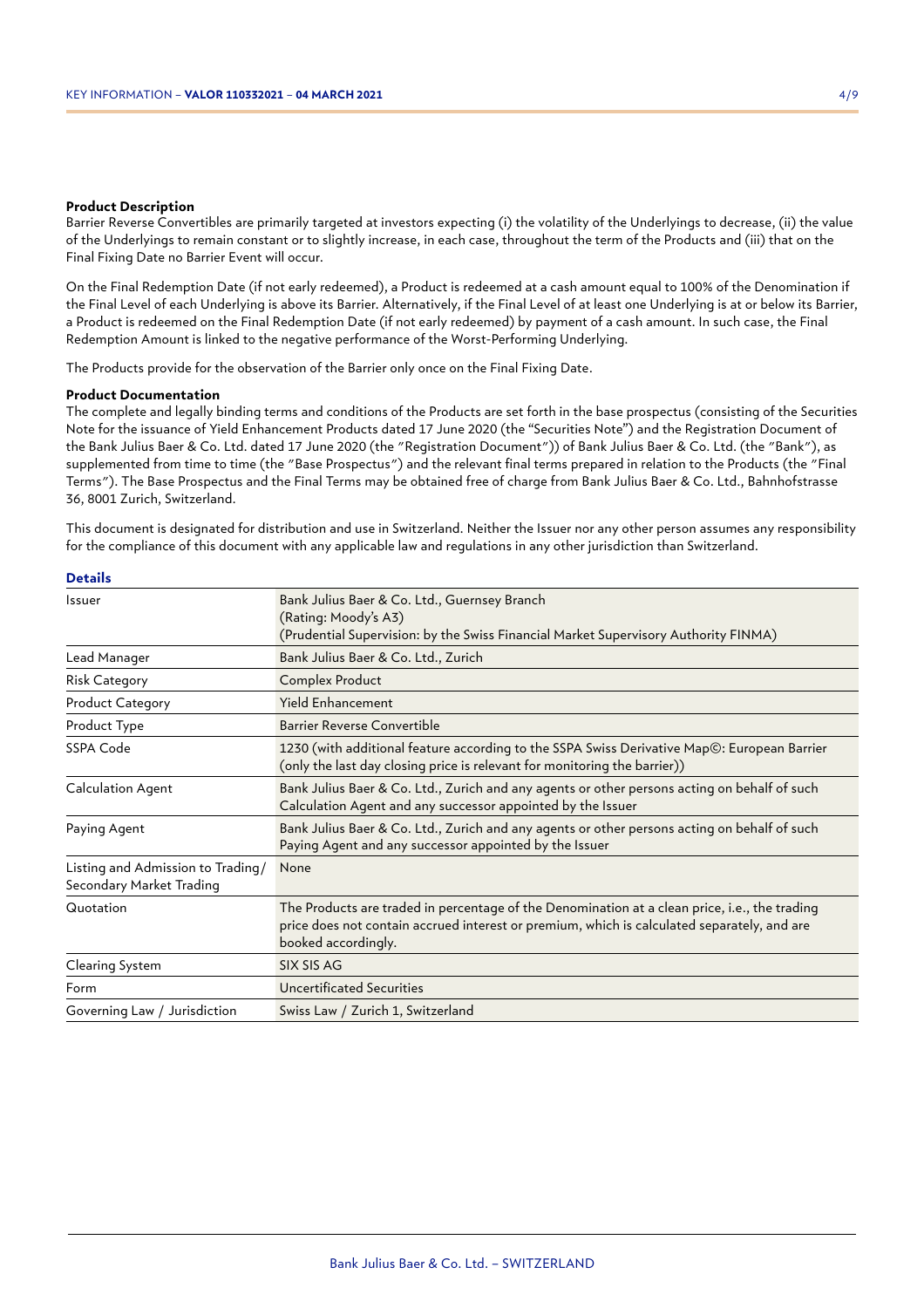**Product Description**

Barrier Reverse Convertibles are primarily targeted at investors expecting (i) the volatility of the Underlyings to decrease, (ii) the value of the Underlyings to remain constant or to slightly increase, in each case, throughout the term of the Products and (iii) that on the Final Fixing Date no Barrier Event will occur.

On the Final Redemption Date (if not early redeemed), a Product is redeemed at a cash amount equal to 100% of the Denomination if the Final Level of each Underlying is above its Barrier. Alternatively, if the Final Level of at least one Underlying is at or below its Barrier, a Product is redeemed on the Final Redemption Date (if not early redeemed) by payment of a cash amount. In such case, the Final Redemption Amount is linked to the negative performance of the Worst-Performing Underlying.

The Products provide for the observation of the Barrier only once on the Final Fixing Date.

**Product Documentation**

The complete and legally binding terms and conditions of the Products are set forth in the base prospectus (consisting of the Securities Note for the issuance of Yield Enhancement Products dated 17 June 2020 (the "Securities Note") and the Registration Document of the Bank Julius Baer & Co. Ltd. dated 17 June 2020 (the "Registration Document")) of Bank Julius Baer & Co. Ltd. (the "Bank"), as supplemented from time to time (the "Base Prospectus") and the relevant final terms prepared in relation to the Products (the "Final Terms"). The Base Prospectus and the Final Terms may be obtained free of charge from Bank Julius Baer & Co. Ltd., Bahnhofstrasse 36, 8001 Zurich, Switzerland.

This document is designated for distribution and use in Switzerland. Neither the Issuer nor any other person assumes any responsibility for the compliance of this document with any applicable law and regulations in any other jurisdiction than Switzerland.

**Details**

| | |
|---|---|
| Issuer | Bank Julius Baer & Co. Ltd., Guernsey Branch<br>(Rating: Moody's A3)<br>(Prudential Supervision: by the Swiss Financial Market Supervisory Authority FINMA) |
| Lead Manager | Bank Julius Baer & Co. Ltd., Zurich |
| Risk Category | Complex Product |
| Product Category | Yield Enhancement |
| Product Type | Barrier Reverse Convertible |
| SSPA Code | 1230 (with additional feature according to the SSPA Swiss Derivative Map©: European Barrier (only the last day closing price is relevant for monitoring the barrier)) |
| Calculation Agent | Bank Julius Baer & Co. Ltd., Zurich and any agents or other persons acting on behalf of such Calculation Agent and any successor appointed by the Issuer |
| Paying Agent | Bank Julius Baer & Co. Ltd., Zurich and any agents or other persons acting on behalf of such Paying Agent and any successor appointed by the Issuer |
| Listing and Admission to Trading/ Secondary Market Trading | None |
| Quotation | The Products are traded in percentage of the Denomination at a clean price, i.e., the trading price does not contain accrued interest or premium, which is calculated separately, and are booked accordingly. |
| Clearing System | SIX SIS AG |
| Form | Uncertificated Securities |
| Governing Law / Jurisdiction | Swiss Law / Zurich 1, Switzerland |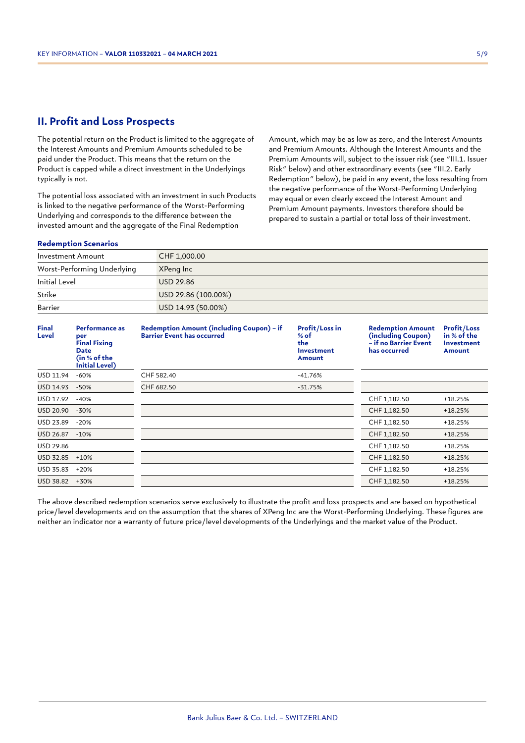## II. Profit and Loss Prospects

The potential return on the Product is limited to the aggregate of the Interest Amounts and Premium Amounts scheduled to be paid under the Product. This means that the return on the Product is capped while a direct investment in the Underlyings typically is not.

The potential loss associated with an investment in such Products is linked to the negative performance of the Worst-Performing Underlying and corresponds to the difference between the invested amount and the aggregate of the Final Redemption Amount, which may be as low as zero, and the Interest Amounts and Premium Amounts. Although the Interest Amounts and the Premium Amounts will, subject to the issuer risk (see "III.1. Issuer Risk" below) and other extraordinary events (see "III.2. Early Redemption" below), be paid in any event, the loss resulting from the negative performance of the Worst-Performing Underlying may equal or even clearly exceed the Interest Amount and Premium Amount payments. Investors therefore should be prepared to sustain a partial or total loss of their investment.

**Redemption Scenarios**

| | |
|---|---|
| Investment Amount | CHF 1,000.00 |
| Worst-Performing Underlying | XPeng Inc |
| Initial Level | USD 29.86 |
| Strike | USD 29.86 (100.00%) |
| Barrier | USD 14.93 (50.00%) |

| Final Level | Performance as per Final Fixing Date (in % of the Initial Level) | Redemption Amount (including Coupon) – if Barrier Event has occurred | Profit/Loss in % of the Investment Amount | Redemption Amount (including Coupon) – if no Barrier Event has occurred | Profit/Loss in % of the Investment Amount |
|---|---|---|---|---|---|
| USD 11.94 | -60% | CHF 582.40 | -41.76% | | |
| USD 14.93 | -50% | CHF 682.50 | -31.75% | | |
| USD 17.92 | -40% | | | CHF 1,182.50 | +18.25% |
| USD 20.90 | -30% | | | CHF 1,182.50 | +18.25% |
| USD 23.89 | -20% | | | CHF 1,182.50 | +18.25% |
| USD 26.87 | -10% | | | CHF 1,182.50 | +18.25% |
| USD 29.86 | | | | CHF 1,182.50 | +18.25% |
| USD 32.85 | +10% | | | CHF 1,182.50 | +18.25% |
| USD 35.83 | +20% | | | CHF 1,182.50 | +18.25% |
| USD 38.82 | +30% | | | CHF 1,182.50 | +18.25% |

The above described redemption scenarios serve exclusively to illustrate the profit and loss prospects and are based on hypothetical price/level developments and on the assumption that the shares of XPeng Inc are the Worst-Performing Underlying. These figures are neither an indicator nor a warranty of future price/level developments of the Underlyings and the market value of the Product.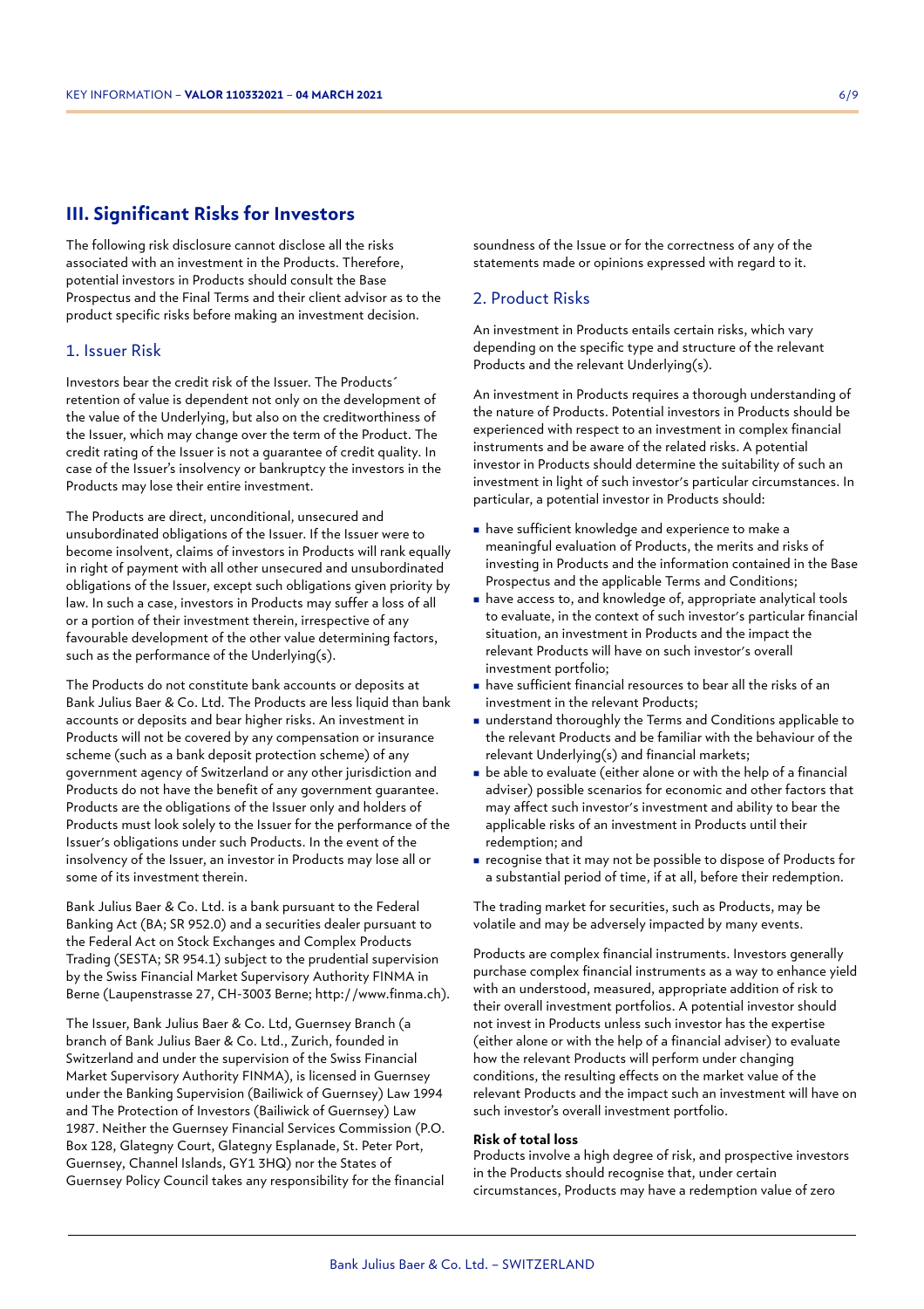## III. Significant Risks for Investors

The following risk disclosure cannot disclose all the risks associated with an investment in the Products. Therefore, potential investors in Products should consult the Base Prospectus and the Final Terms and their client advisor as to the product specific risks before making an investment decision.

### 1. Issuer Risk

Investors bear the credit risk of the Issuer. The Products´ retention of value is dependent not only on the development of the value of the Underlying, but also on the creditworthiness of the Issuer, which may change over the term of the Product. The credit rating of the Issuer is not a guarantee of credit quality. In case of the Issuer's insolvency or bankruptcy the investors in the Products may lose their entire investment.

The Products are direct, unconditional, unsecured and unsubordinated obligations of the Issuer. If the Issuer were to become insolvent, claims of investors in Products will rank equally in right of payment with all other unsecured and unsubordinated obligations of the Issuer, except such obligations given priority by law. In such a case, investors in Products may suffer a loss of all or a portion of their investment therein, irrespective of any favourable development of the other value determining factors, such as the performance of the Underlying(s).

The Products do not constitute bank accounts or deposits at Bank Julius Baer & Co. Ltd. The Products are less liquid than bank accounts or deposits and bear higher risks. An investment in Products will not be covered by any compensation or insurance scheme (such as a bank deposit protection scheme) of any government agency of Switzerland or any other jurisdiction and Products do not have the benefit of any government guarantee. Products are the obligations of the Issuer only and holders of Products must look solely to the Issuer for the performance of the Issuer's obligations under such Products. In the event of the insolvency of the Issuer, an investor in Products may lose all or some of its investment therein.

Bank Julius Baer & Co. Ltd. is a bank pursuant to the Federal Banking Act (BA; SR 952.0) and a securities dealer pursuant to the Federal Act on Stock Exchanges and Complex Products Trading (SESTA; SR 954.1) subject to the prudential supervision by the Swiss Financial Market Supervisory Authority FINMA in Berne (Laupenstrasse 27, CH-3003 Berne; http://www.finma.ch).

The Issuer, Bank Julius Baer & Co. Ltd, Guernsey Branch (a branch of Bank Julius Baer & Co. Ltd., Zurich, founded in Switzerland and under the supervision of the Swiss Financial Market Supervisory Authority FINMA), is licensed in Guernsey under the Banking Supervision (Bailiwick of Guernsey) Law 1994 and The Protection of Investors (Bailiwick of Guernsey) Law 1987. Neither the Guernsey Financial Services Commission (P.O. Box 128, Glategny Court, Glategny Esplanade, St. Peter Port, Guernsey, Channel Islands, GY1 3HQ) nor the States of Guernsey Policy Council takes any responsibility for the financial soundness of the Issue or for the correctness of any of the statements made or opinions expressed with regard to it.

### 2. Product Risks

An investment in Products entails certain risks, which vary depending on the specific type and structure of the relevant Products and the relevant Underlying(s).

An investment in Products requires a thorough understanding of the nature of Products. Potential investors in Products should be experienced with respect to an investment in complex financial instruments and be aware of the related risks. A potential investor in Products should determine the suitability of such an investment in light of such investor's particular circumstances. In particular, a potential investor in Products should:

- have sufficient knowledge and experience to make a meaningful evaluation of Products, the merits and risks of investing in Products and the information contained in the Base Prospectus and the applicable Terms and Conditions;
- have access to, and knowledge of, appropriate analytical tools to evaluate, in the context of such investor's particular financial situation, an investment in Products and the impact the relevant Products will have on such investor's overall investment portfolio;
- have sufficient financial resources to bear all the risks of an investment in the relevant Products;
- understand thoroughly the Terms and Conditions applicable to the relevant Products and be familiar with the behaviour of the relevant Underlying(s) and financial markets;
- be able to evaluate (either alone or with the help of a financial adviser) possible scenarios for economic and other factors that may affect such investor's investment and ability to bear the applicable risks of an investment in Products until their redemption; and
- recognise that it may not be possible to dispose of Products for a substantial period of time, if at all, before their redemption.

The trading market for securities, such as Products, may be volatile and may be adversely impacted by many events.

Products are complex financial instruments. Investors generally purchase complex financial instruments as a way to enhance yield with an understood, measured, appropriate addition of risk to their overall investment portfolios. A potential investor should not invest in Products unless such investor has the expertise (either alone or with the help of a financial adviser) to evaluate how the relevant Products will perform under changing conditions, the resulting effects on the market value of the relevant Products and the impact such an investment will have on such investor's overall investment portfolio.

**Risk of total loss**

Products involve a high degree of risk, and prospective investors in the Products should recognise that, under certain circumstances, Products may have a redemption value of zero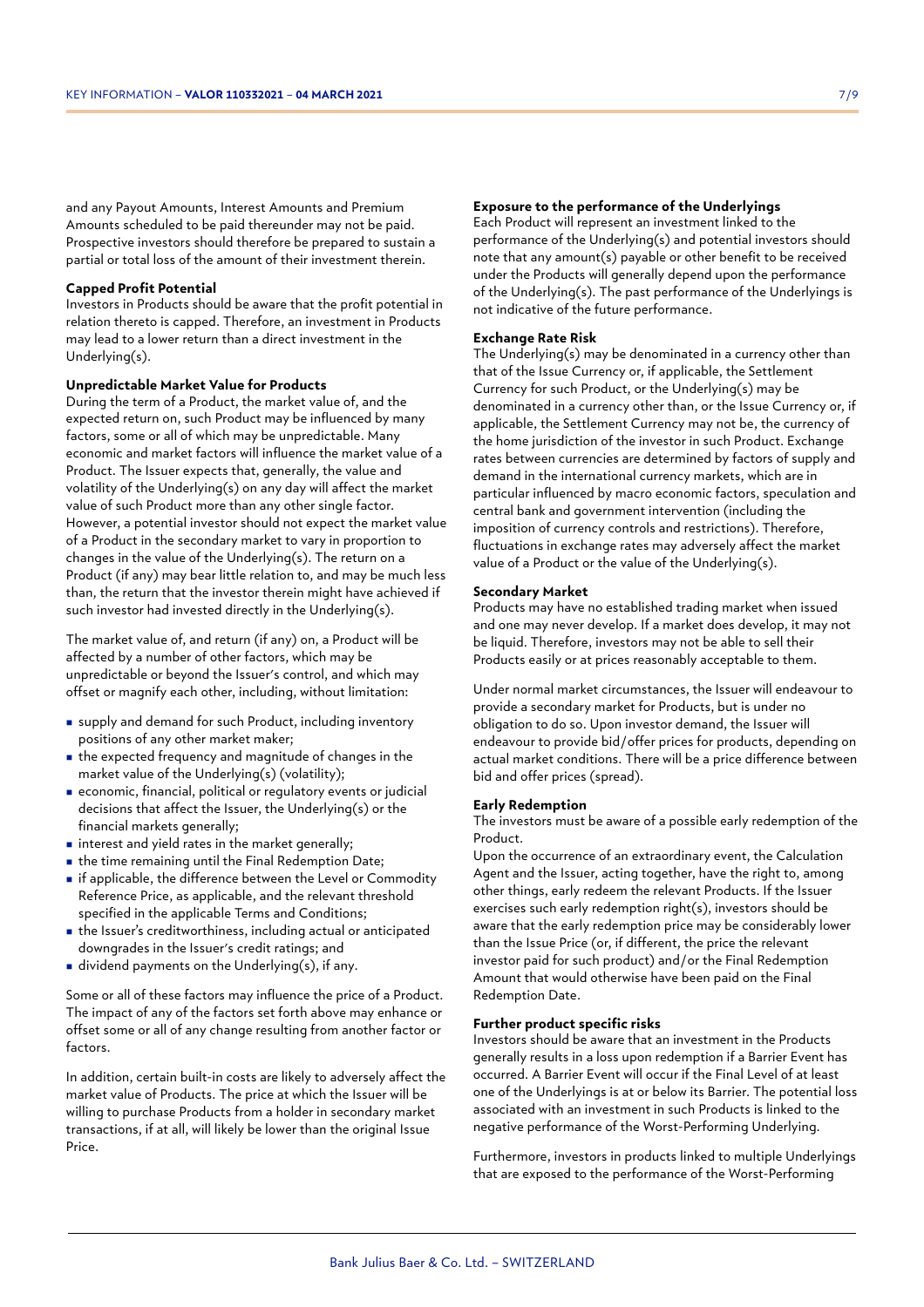and any Payout Amounts, Interest Amounts and Premium Amounts scheduled to be paid thereunder may not be paid. Prospective investors should therefore be prepared to sustain a partial or total loss of the amount of their investment therein.

**Capped Profit Potential**

Investors in Products should be aware that the profit potential in relation thereto is capped. Therefore, an investment in Products may lead to a lower return than a direct investment in the Underlying(s).

**Unpredictable Market Value for Products**

During the term of a Product, the market value of, and the expected return on, such Product may be influenced by many factors, some or all of which may be unpredictable. Many economic and market factors will influence the market value of a Product. The Issuer expects that, generally, the value and volatility of the Underlying(s) on any day will affect the market value of such Product more than any other single factor. However, a potential investor should not expect the market value of a Product in the secondary market to vary in proportion to changes in the value of the Underlying(s). The return on a Product (if any) may bear little relation to, and may be much less than, the return that the investor therein might have achieved if such investor had invested directly in the Underlying(s).

The market value of, and return (if any) on, a Product will be affected by a number of other factors, which may be unpredictable or beyond the Issuer's control, and which may offset or magnify each other, including, without limitation:

- supply and demand for such Product, including inventory positions of any other market maker;
- the expected frequency and magnitude of changes in the market value of the Underlying(s) (volatility);
- economic, financial, political or regulatory events or judicial decisions that affect the Issuer, the Underlying(s) or the financial markets generally;
- interest and yield rates in the market generally;
- the time remaining until the Final Redemption Date;
- if applicable, the difference between the Level or Commodity Reference Price, as applicable, and the relevant threshold specified in the applicable Terms and Conditions;
- the Issuer's creditworthiness, including actual or anticipated downgrades in the Issuer's credit ratings; and
- dividend payments on the Underlying(s), if any.

Some or all of these factors may influence the price of a Product. The impact of any of the factors set forth above may enhance or offset some or all of any change resulting from another factor or factors.

In addition, certain built-in costs are likely to adversely affect the market value of Products. The price at which the Issuer will be willing to purchase Products from a holder in secondary market transactions, if at all, will likely be lower than the original Issue Price.

**Exposure to the performance of the Underlyings**

Each Product will represent an investment linked to the performance of the Underlying(s) and potential investors should note that any amount(s) payable or other benefit to be received under the Products will generally depend upon the performance of the Underlying(s). The past performance of the Underlyings is not indicative of the future performance.

**Exchange Rate Risk**

The Underlying(s) may be denominated in a currency other than that of the Issue Currency or, if applicable, the Settlement Currency for such Product, or the Underlying(s) may be denominated in a currency other than, or the Issue Currency or, if applicable, the Settlement Currency may not be, the currency of the home jurisdiction of the investor in such Product. Exchange rates between currencies are determined by factors of supply and demand in the international currency markets, which are in particular influenced by macro economic factors, speculation and central bank and government intervention (including the imposition of currency controls and restrictions). Therefore, fluctuations in exchange rates may adversely affect the market value of a Product or the value of the Underlying(s).

**Secondary Market**

Products may have no established trading market when issued and one may never develop. If a market does develop, it may not be liquid. Therefore, investors may not be able to sell their Products easily or at prices reasonably acceptable to them.

Under normal market circumstances, the Issuer will endeavour to provide a secondary market for Products, but is under no obligation to do so. Upon investor demand, the Issuer will endeavour to provide bid/offer prices for products, depending on actual market conditions. There will be a price difference between bid and offer prices (spread).

**Early Redemption**

The investors must be aware of a possible early redemption of the Product.

Upon the occurrence of an extraordinary event, the Calculation Agent and the Issuer, acting together, have the right to, among other things, early redeem the relevant Products. If the Issuer exercises such early redemption right(s), investors should be aware that the early redemption price may be considerably lower than the Issue Price (or, if different, the price the relevant investor paid for such product) and/or the Final Redemption Amount that would otherwise have been paid on the Final Redemption Date.

**Further product specific risks**

Investors should be aware that an investment in the Products generally results in a loss upon redemption if a Barrier Event has occurred. A Barrier Event will occur if the Final Level of at least one of the Underlyings is at or below its Barrier. The potential loss associated with an investment in such Products is linked to the negative performance of the Worst-Performing Underlying.

Furthermore, investors in products linked to multiple Underlyings that are exposed to the performance of the Worst-Performing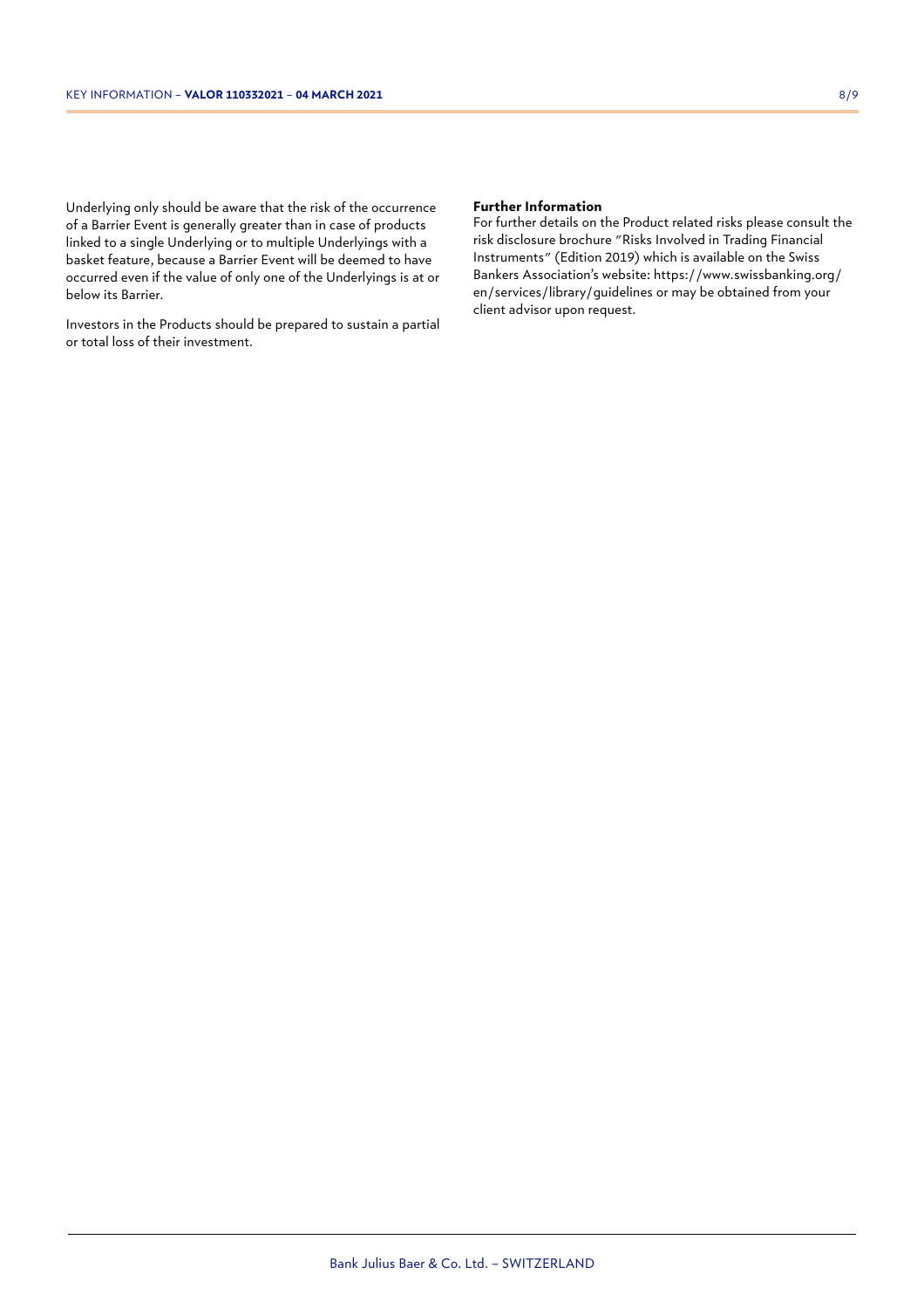Underlying only should be aware that the risk of the occurrence of a Barrier Event is generally greater than in case of products linked to a single Underlying or to multiple Underlyings with a basket feature, because a Barrier Event will be deemed to have occurred even if the value of only one of the Underlyings is at or below its Barrier.

Investors in the Products should be prepared to sustain a partial or total loss of their investment.

**Further Information**
For further details on the Product related risks please consult the risk disclosure brochure "Risks Involved in Trading Financial Instruments" (Edition 2019) which is available on the Swiss Bankers Association's website: https://www.swissbanking.org/en/services/library/guidelines or may be obtained from your client advisor upon request.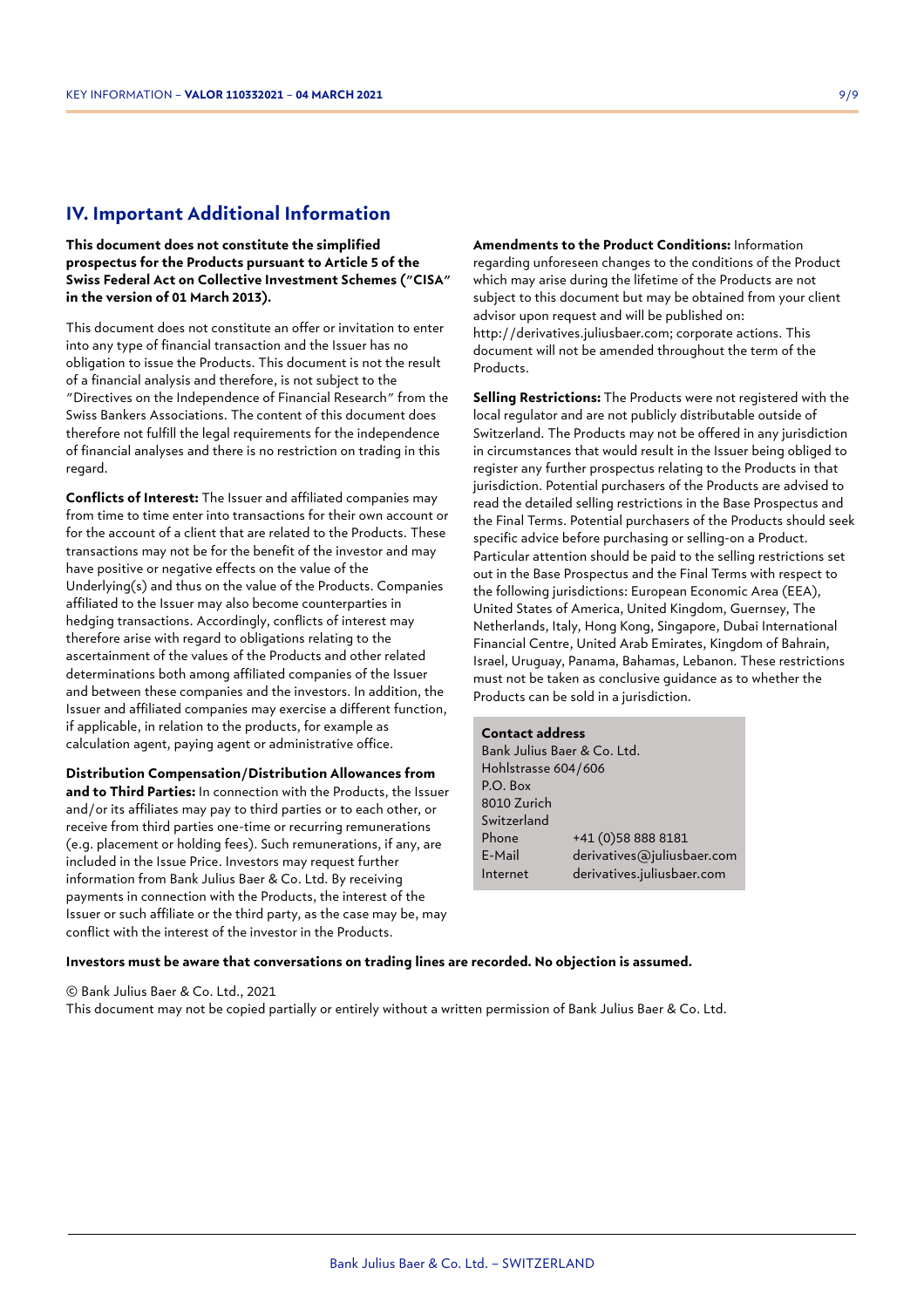## IV. Important Additional Information

**This document does not constitute the simplified prospectus for the Products pursuant to Article 5 of the Swiss Federal Act on Collective Investment Schemes ("CISA" in the version of 01 March 2013).**

This document does not constitute an offer or invitation to enter into any type of financial transaction and the Issuer has no obligation to issue the Products. This document is not the result of a financial analysis and therefore, is not subject to the "Directives on the Independence of Financial Research" from the Swiss Bankers Associations. The content of this document does therefore not fulfill the legal requirements for the independence of financial analyses and there is no restriction on trading in this regard.

**Conflicts of Interest:** The Issuer and affiliated companies may from time to time enter into transactions for their own account or for the account of a client that are related to the Products. These transactions may not be for the benefit of the investor and may have positive or negative effects on the value of the Underlying(s) and thus on the value of the Products. Companies affiliated to the Issuer may also become counterparties in hedging transactions. Accordingly, conflicts of interest may therefore arise with regard to obligations relating to the ascertainment of the values of the Products and other related determinations both among affiliated companies of the Issuer and between these companies and the investors. In addition, the Issuer and affiliated companies may exercise a different function, if applicable, in relation to the products, for example as calculation agent, paying agent or administrative office.

**Distribution Compensation/Distribution Allowances from and to Third Parties:** In connection with the Products, the Issuer and/or its affiliates may pay to third parties or to each other, or receive from third parties one-time or recurring remunerations (e.g. placement or holding fees). Such remunerations, if any, are included in the Issue Price. Investors may request further information from Bank Julius Baer & Co. Ltd. By receiving payments in connection with the Products, the interest of the Issuer or such affiliate or the third party, as the case may be, may conflict with the interest of the investor in the Products.

**Amendments to the Product Conditions:** Information regarding unforeseen changes to the conditions of the Product which may arise during the lifetime of the Products are not subject to this document but may be obtained from your client advisor upon request and will be published on: http://derivatives.juliusbaer.com; corporate actions. This document will not be amended throughout the term of the Products.

**Selling Restrictions:** The Products were not registered with the local regulator and are not publicly distributable outside of Switzerland. The Products may not be offered in any jurisdiction in circumstances that would result in the Issuer being obliged to register any further prospectus relating to the Products in that jurisdiction. Potential purchasers of the Products are advised to read the detailed selling restrictions in the Base Prospectus and the Final Terms. Potential purchasers of the Products should seek specific advice before purchasing or selling-on a Product. Particular attention should be paid to the selling restrictions set out in the Base Prospectus and the Final Terms with respect to the following jurisdictions: European Economic Area (EEA), United States of America, United Kingdom, Guernsey, The Netherlands, Italy, Hong Kong, Singapore, Dubai International Financial Centre, United Arab Emirates, Kingdom of Bahrain, Israel, Uruguay, Panama, Bahamas, Lebanon. These restrictions must not be taken as conclusive guidance as to whether the Products can be sold in a jurisdiction.

**Contact address**
Bank Julius Baer & Co. Ltd.
Hohlstrasse 604/606
P.O. Box
8010 Zurich
Switzerland

| | |
|---|---|
| Phone | +41 (0)58 888 8181 |
| E-Mail | derivatives@juliusbaer.com |
| Internet | derivatives.juliusbaer.com |

**Investors must be aware that conversations on trading lines are recorded. No objection is assumed.**

© Bank Julius Baer & Co. Ltd., 2021
This document may not be copied partially or entirely without a written permission of Bank Julius Baer & Co. Ltd.